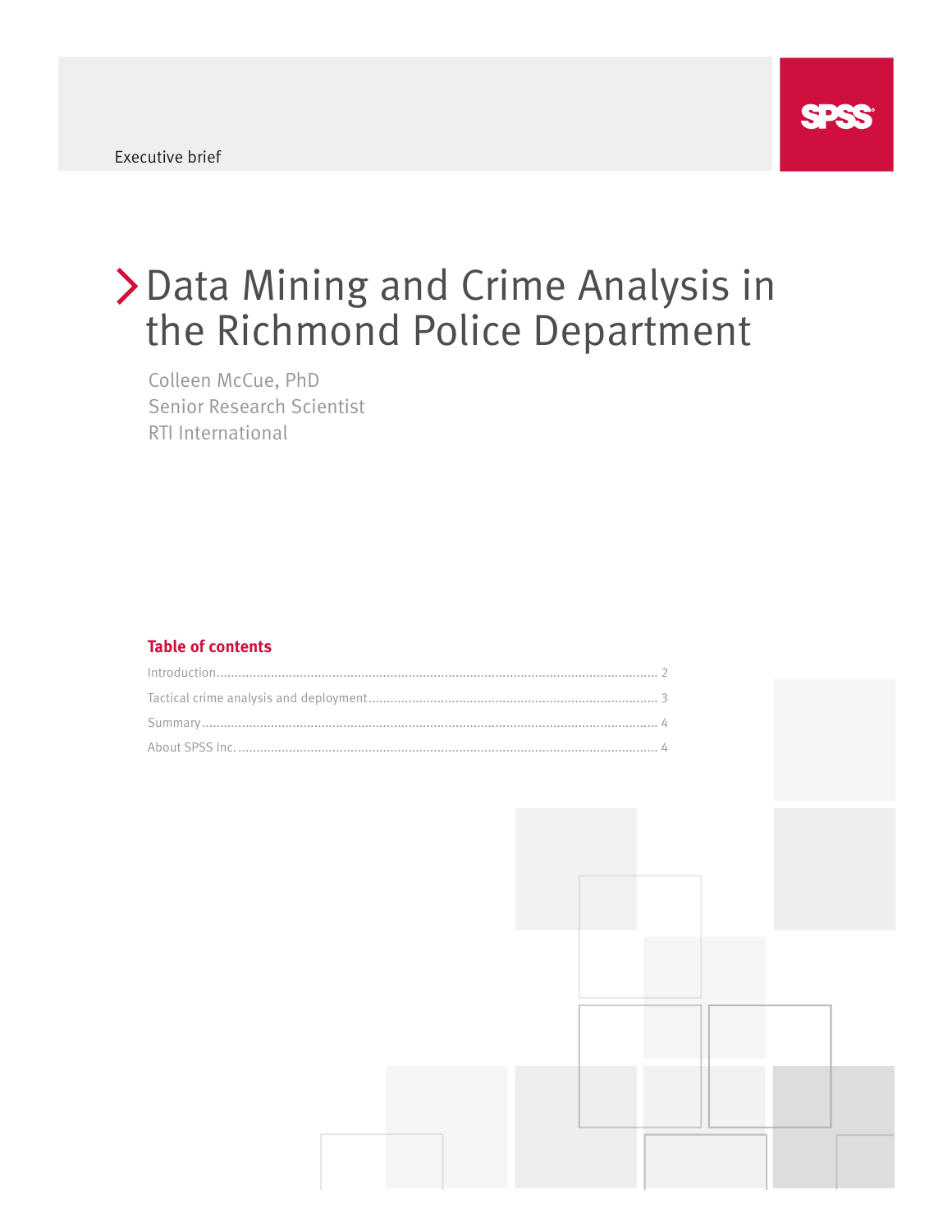Executive brief

SPSS

# Data Mining and Crime Analysis in the Richmond Police Department

Colleen McCue, PhD
Senior Research Scientist
RTI International

## Table of contents

Introduction ........................................................................ 2
Tactical crime analysis and deployment ........................................................................ 3
Summary ........................................................................ 4
About SPSS Inc. ........................................................................ 4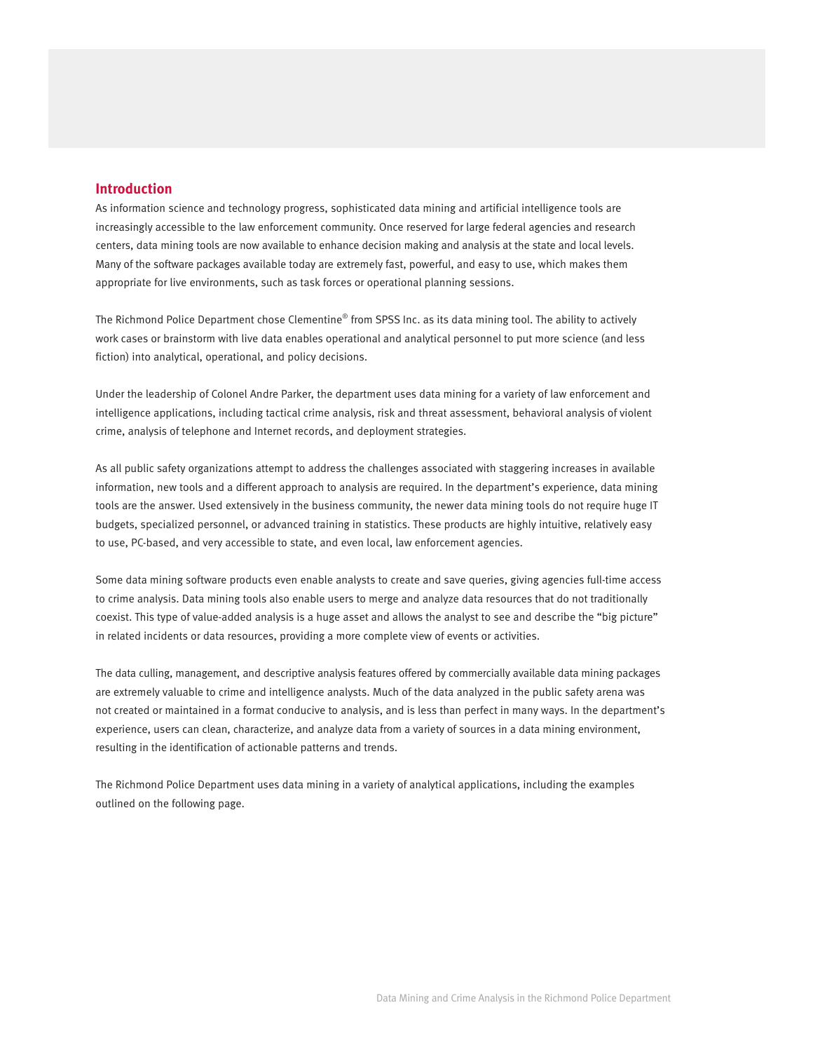## Introduction

As information science and technology progress, sophisticated data mining and artificial intelligence tools are increasingly accessible to the law enforcement community. Once reserved for large federal agencies and research centers, data mining tools are now available to enhance decision making and analysis at the state and local levels. Many of the software packages available today are extremely fast, powerful, and easy to use, which makes them appropriate for live environments, such as task forces or operational planning sessions.

The Richmond Police Department chose Clementine® from SPSS Inc. as its data mining tool. The ability to actively work cases or brainstorm with live data enables operational and analytical personnel to put more science (and less fiction) into analytical, operational, and policy decisions.

Under the leadership of Colonel Andre Parker, the department uses data mining for a variety of law enforcement and intelligence applications, including tactical crime analysis, risk and threat assessment, behavioral analysis of violent crime, analysis of telephone and Internet records, and deployment strategies.

As all public safety organizations attempt to address the challenges associated with staggering increases in available information, new tools and a different approach to analysis are required. In the department's experience, data mining tools are the answer. Used extensively in the business community, the newer data mining tools do not require huge IT budgets, specialized personnel, or advanced training in statistics. These products are highly intuitive, relatively easy to use, PC-based, and very accessible to state, and even local, law enforcement agencies.

Some data mining software products even enable analysts to create and save queries, giving agencies full-time access to crime analysis. Data mining tools also enable users to merge and analyze data resources that do not traditionally coexist. This type of value-added analysis is a huge asset and allows the analyst to see and describe the "big picture" in related incidents or data resources, providing a more complete view of events or activities.

The data culling, management, and descriptive analysis features offered by commercially available data mining packages are extremely valuable to crime and intelligence analysts. Much of the data analyzed in the public safety arena was not created or maintained in a format conducive to analysis, and is less than perfect in many ways. In the department's experience, users can clean, characterize, and analyze data from a variety of sources in a data mining environment, resulting in the identification of actionable patterns and trends.

The Richmond Police Department uses data mining in a variety of analytical applications, including the examples outlined on the following page.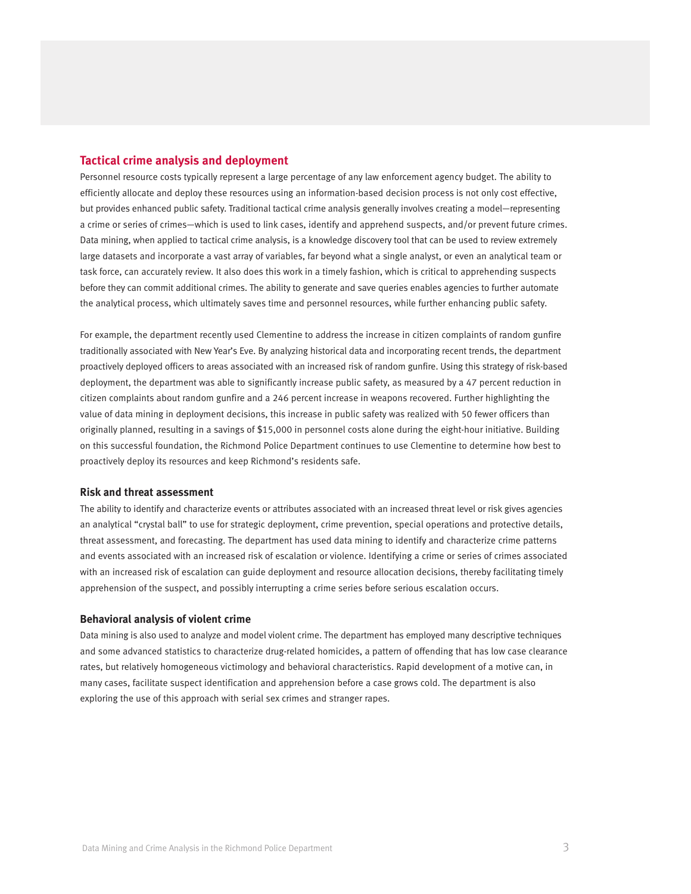## Tactical crime analysis and deployment

Personnel resource costs typically represent a large percentage of any law enforcement agency budget. The ability to efficiently allocate and deploy these resources using an information-based decision process is not only cost effective, but provides enhanced public safety. Traditional tactical crime analysis generally involves creating a model—representing a crime or series of crimes—which is used to link cases, identify and apprehend suspects, and/or prevent future crimes. Data mining, when applied to tactical crime analysis, is a knowledge discovery tool that can be used to review extremely large datasets and incorporate a vast array of variables, far beyond what a single analyst, or even an analytical team or task force, can accurately review. It also does this work in a timely fashion, which is critical to apprehending suspects before they can commit additional crimes. The ability to generate and save queries enables agencies to further automate the analytical process, which ultimately saves time and personnel resources, while further enhancing public safety.

For example, the department recently used Clementine to address the increase in citizen complaints of random gunfire traditionally associated with New Year's Eve. By analyzing historical data and incorporating recent trends, the department proactively deployed officers to areas associated with an increased risk of random gunfire. Using this strategy of risk-based deployment, the department was able to significantly increase public safety, as measured by a 47 percent reduction in citizen complaints about random gunfire and a 246 percent increase in weapons recovered. Further highlighting the value of data mining in deployment decisions, this increase in public safety was realized with 50 fewer officers than originally planned, resulting in a savings of $15,000 in personnel costs alone during the eight-hour initiative. Building on this successful foundation, the Richmond Police Department continues to use Clementine to determine how best to proactively deploy its resources and keep Richmond's residents safe.

### Risk and threat assessment

The ability to identify and characterize events or attributes associated with an increased threat level or risk gives agencies an analytical "crystal ball" to use for strategic deployment, crime prevention, special operations and protective details, threat assessment, and forecasting. The department has used data mining to identify and characterize crime patterns and events associated with an increased risk of escalation or violence. Identifying a crime or series of crimes associated with an increased risk of escalation can guide deployment and resource allocation decisions, thereby facilitating timely apprehension of the suspect, and possibly interrupting a crime series before serious escalation occurs.

### Behavioral analysis of violent crime

Data mining is also used to analyze and model violent crime. The department has employed many descriptive techniques and some advanced statistics to characterize drug-related homicides, a pattern of offending that has low case clearance rates, but relatively homogeneous victimology and behavioral characteristics. Rapid development of a motive can, in many cases, facilitate suspect identification and apprehension before a case grows cold. The department is also exploring the use of this approach with serial sex crimes and stranger rapes.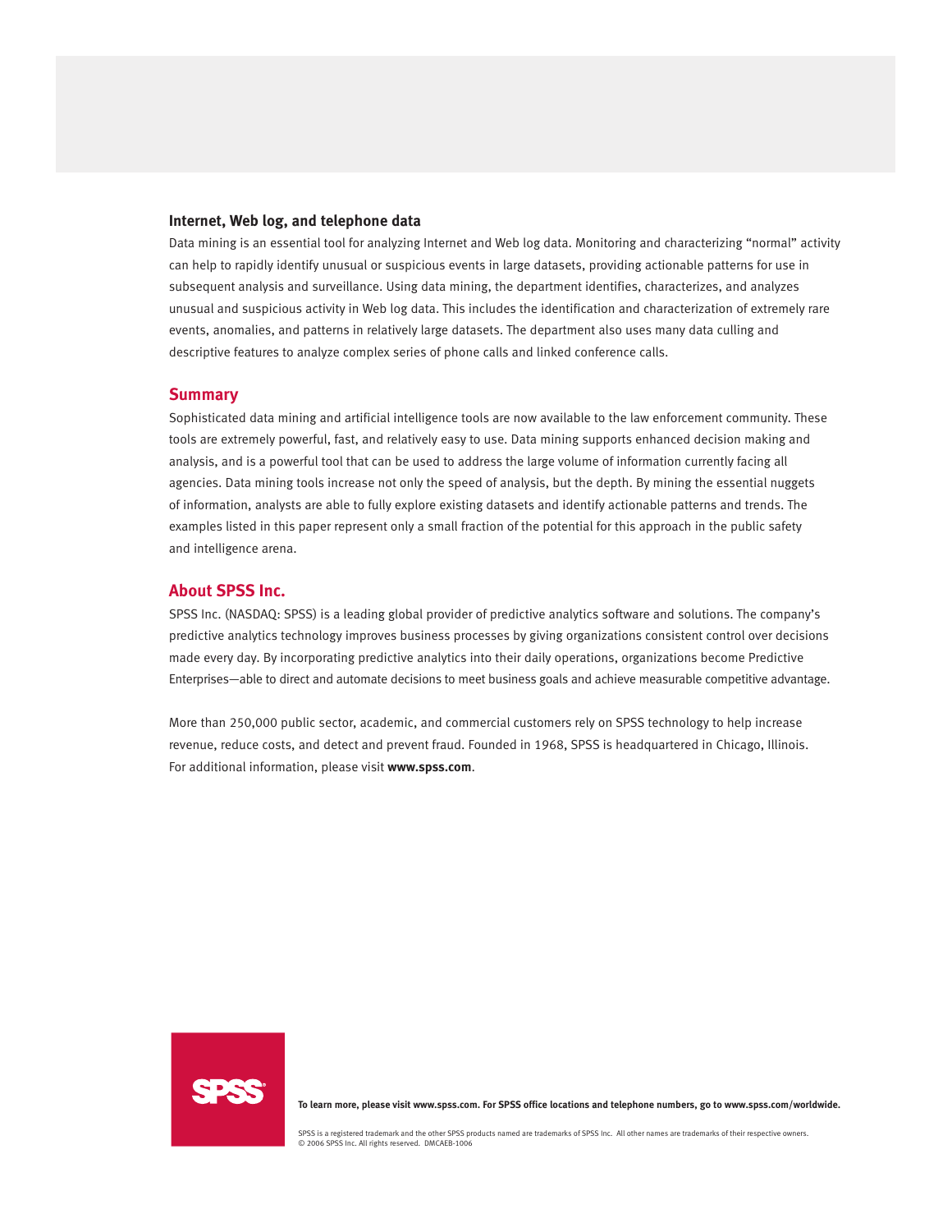### Internet, Web log, and telephone data

Data mining is an essential tool for analyzing Internet and Web log data. Monitoring and characterizing "normal" activity can help to rapidly identify unusual or suspicious events in large datasets, providing actionable patterns for use in subsequent analysis and surveillance. Using data mining, the department identifies, characterizes, and analyzes unusual and suspicious activity in Web log data. This includes the identification and characterization of extremely rare events, anomalies, and patterns in relatively large datasets. The department also uses many data culling and descriptive features to analyze complex series of phone calls and linked conference calls.

## Summary

Sophisticated data mining and artificial intelligence tools are now available to the law enforcement community. These tools are extremely powerful, fast, and relatively easy to use. Data mining supports enhanced decision making and analysis, and is a powerful tool that can be used to address the large volume of information currently facing all agencies. Data mining tools increase not only the speed of analysis, but the depth. By mining the essential nuggets of information, analysts are able to fully explore existing datasets and identify actionable patterns and trends. The examples listed in this paper represent only a small fraction of the potential for this approach in the public safety and intelligence arena.

## About SPSS Inc.

SPSS Inc. (NASDAQ: SPSS) is a leading global provider of predictive analytics software and solutions. The company's predictive analytics technology improves business processes by giving organizations consistent control over decisions made every day. By incorporating predictive analytics into their daily operations, organizations become Predictive Enterprises—able to direct and automate decisions to meet business goals and achieve measurable competitive advantage.

More than 250,000 public sector, academic, and commercial customers rely on SPSS technology to help increase revenue, reduce costs, and detect and prevent fraud. Founded in 1968, SPSS is headquartered in Chicago, Illinois. For additional information, please visit **www.spss.com**.

SPSS

**To learn more, please visit www.spss.com. For SPSS office locations and telephone numbers, go to www.spss.com/worldwide.**

SPSS is a registered trademark and the other SPSS products named are trademarks of SPSS Inc. All other names are trademarks of their respective owners.
© 2006 SPSS Inc. All rights reserved. DMCAEB-1006